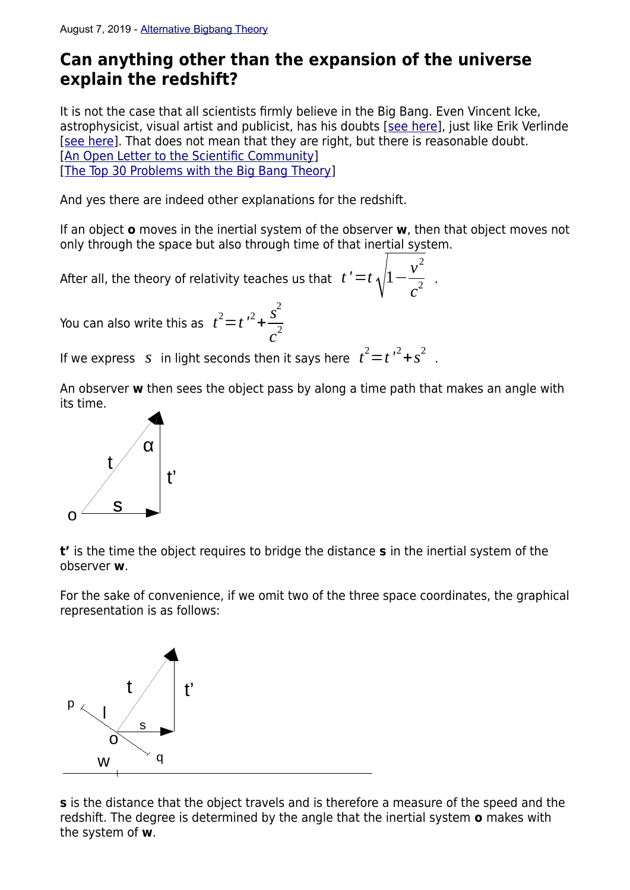August 7, 2019 - Alternative Bigbang Theory

# Can anything other than the expansion of the universe explain the redshift?

It is not the case that all scientists firmly believe in the Big Bang. Even Vincent Icke, astrophysicist, visual artist and publicist, has his doubts [see here], just like Erik Verlinde [see here]. That does not mean that they are right, but there is reasonable doubt.
[An Open Letter to the Scientific Community]
[The Top 30 Problems with the Big Bang Theory]

And yes there are indeed other explanations for the redshift.

If an object **o** moves in the inertial system of the observer **w**, then that object moves not only through the space but also through time of that inertial system.

After all, the theory of relativity teaches us that $t' = t\sqrt{1 - \frac{v^2}{c^2}}$ .

You can also write this as $t^2 = t'^2 + \frac{s^2}{c^2}$

If we express $s$ in light seconds then it says here $t^2 = t'^2 + s^2$ .

An observer **w** then sees the object pass by along a time path that makes an angle with its time.

**t'** is the time the object requires to bridge the distance **s** in the inertial system of the observer **w**.

For the sake of convenience, if we omit two of the three space coordinates, the graphical representation is as follows:

**s** is the distance that the object travels and is therefore a measure of the speed and the redshift. The degree is determined by the angle that the inertial system **o** makes with the system of **w**.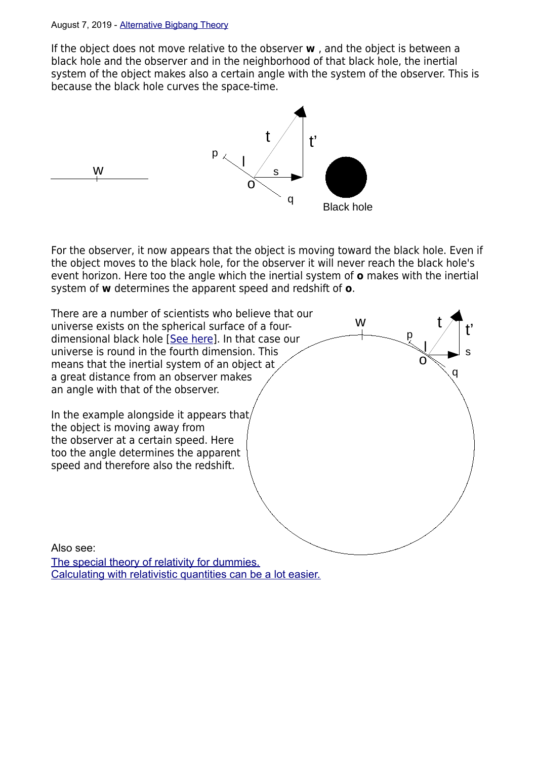August 7, 2019 - Alternative Bigbang Theory

If the object does not move relative to the observer **w** , and the object is between a black hole and the observer and in the neighborhood of that black hole, the inertial system of the object makes also a certain angle with the system of the observer. This is because the black hole curves the space-time.

w

p
l
t
t'
s
o
q

Black hole

For the observer, it now appears that the object is moving toward the black hole. Even if the object moves to the black hole, for the observer it will never reach the black hole's event horizon. Here too the angle which the inertial system of **o** makes with the inertial system of **w** determines the apparent speed and redshift of **o**.

There are a number of scientists who believe that our universe exists on the spherical surface of a four-dimensional black hole [See here]. In that case our universe is round in the fourth dimension. This means that the inertial system of an object at a great distance from an observer makes an angle with that of the observer.

In the example alongside it appears that the object is moving away from the observer at a certain speed. Here too the angle determines the apparent speed and therefore also the redshift.

w
t
t'
p
l
s
o
q

Also see:
The special theory of relativity for dummies.
Calculating with relativistic quantities can be a lot easier.